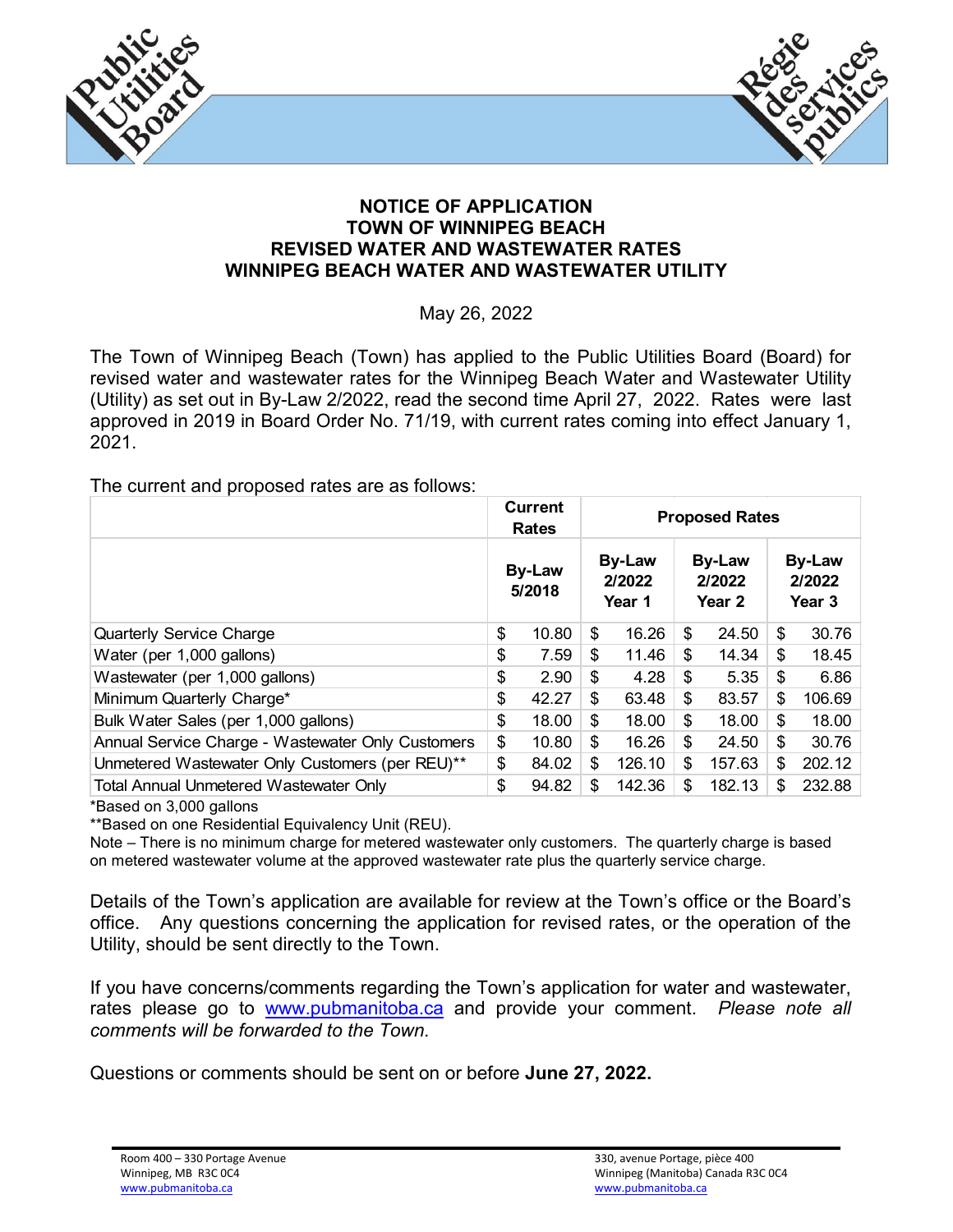# NOTICE OF APPLICATION
# TOWN OF WINNIPEG BEACH
# REVISED WATER AND WASTEWATER RATES
# WINNIPEG BEACH WATER AND WASTEWATER UTILITY

May 26, 2022

The Town of Winnipeg Beach (Town) has applied to the Public Utilities Board (Board) for revised water and wastewater rates for the Winnipeg Beach Water and Wastewater Utility (Utility) as set out in By-Law 2/2022, read the second time April 27, 2022. Rates were last approved in 2019 in Board Order No. 71/19, with current rates coming into effect January 1, 2021.

The current and proposed rates are as follows:

| | Current Rates | Proposed Rates | | |
|---|---|---|---|---|
| | By-Law 5/2018 | By-Law 2/2022 Year 1 | By-Law 2/2022 Year 2 | By-Law 2/2022 Year 3 |
| Quarterly Service Charge | $ 10.80 | $ 16.26 | $ 24.50 | $ 30.76 |
| Water (per 1,000 gallons) | $ 7.59 | $ 11.46 | $ 14.34 | $ 18.45 |
| Wastewater (per 1,000 gallons) | $ 2.90 | $ 4.28 | $ 5.35 | $ 6.86 |
| Minimum Quarterly Charge* | $ 42.27 | $ 63.48 | $ 83.57 | $ 106.69 |
| Bulk Water Sales (per 1,000 gallons) | $ 18.00 | $ 18.00 | $ 18.00 | $ 18.00 |
| Annual Service Charge - Wastewater Only Customers | $ 10.80 | $ 16.26 | $ 24.50 | $ 30.76 |
| Unmetered Wastewater Only Customers (per REU)** | $ 84.02 | $ 126.10 | $ 157.63 | $ 202.12 |
| Total Annual Unmetered Wastewater Only | $ 94.82 | $ 142.36 | $ 182.13 | $ 232.88 |

*Based on 3,000 gallons

**Based on one Residential Equivalency Unit (REU).

Note – There is no minimum charge for metered wastewater only customers. The quarterly charge is based on metered wastewater volume at the approved wastewater rate plus the quarterly service charge.

Details of the Town's application are available for review at the Town's office or the Board's office. Any questions concerning the application for revised rates, or the operation of the Utility, should be sent directly to the Town.

If you have concerns/comments regarding the Town's application for water and wastewater, rates please go to www.pubmanitoba.ca and provide your comment. *Please note all comments will be forwarded to the Town.*

Questions or comments should be sent on or before **June 27, 2022.**

Room 400 – 330 Portage Avenue
Winnipeg, MB R3C 0C4
www.pubmanitoba.ca

330, avenue Portage, pièce 400
Winnipeg (Manitoba) Canada R3C 0C4
www.pubmanitoba.ca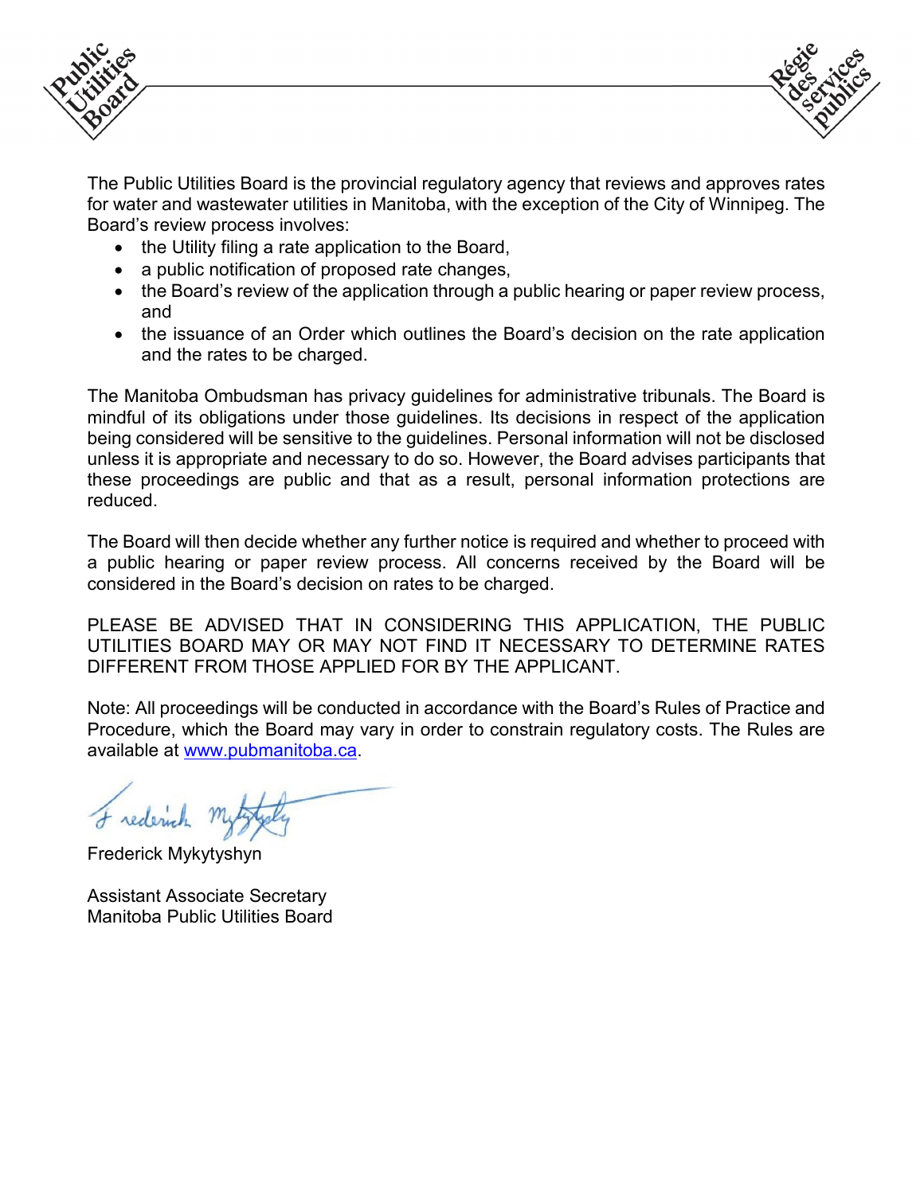The Public Utilities Board is the provincial regulatory agency that reviews and approves rates for water and wastewater utilities in Manitoba, with the exception of the City of Winnipeg. The Board's review process involves:

- the Utility filing a rate application to the Board,
- a public notification of proposed rate changes,
- the Board's review of the application through a public hearing or paper review process, and
- the issuance of an Order which outlines the Board's decision on the rate application and the rates to be charged.

The Manitoba Ombudsman has privacy guidelines for administrative tribunals. The Board is mindful of its obligations under those guidelines. Its decisions in respect of the application being considered will be sensitive to the guidelines. Personal information will not be disclosed unless it is appropriate and necessary to do so. However, the Board advises participants that these proceedings are public and that as a result, personal information protections are reduced.

The Board will then decide whether any further notice is required and whether to proceed with a public hearing or paper review process. All concerns received by the Board will be considered in the Board's decision on rates to be charged.

PLEASE BE ADVISED THAT IN CONSIDERING THIS APPLICATION, THE PUBLIC UTILITIES BOARD MAY OR MAY NOT FIND IT NECESSARY TO DETERMINE RATES DIFFERENT FROM THOSE APPLIED FOR BY THE APPLICANT.

Note: All proceedings will be conducted in accordance with the Board's Rules of Practice and Procedure, which the Board may vary in order to constrain regulatory costs. The Rules are available at www.pubmanitoba.ca.

Frederick Mykytyshyn

Assistant Associate Secretary
Manitoba Public Utilities Board